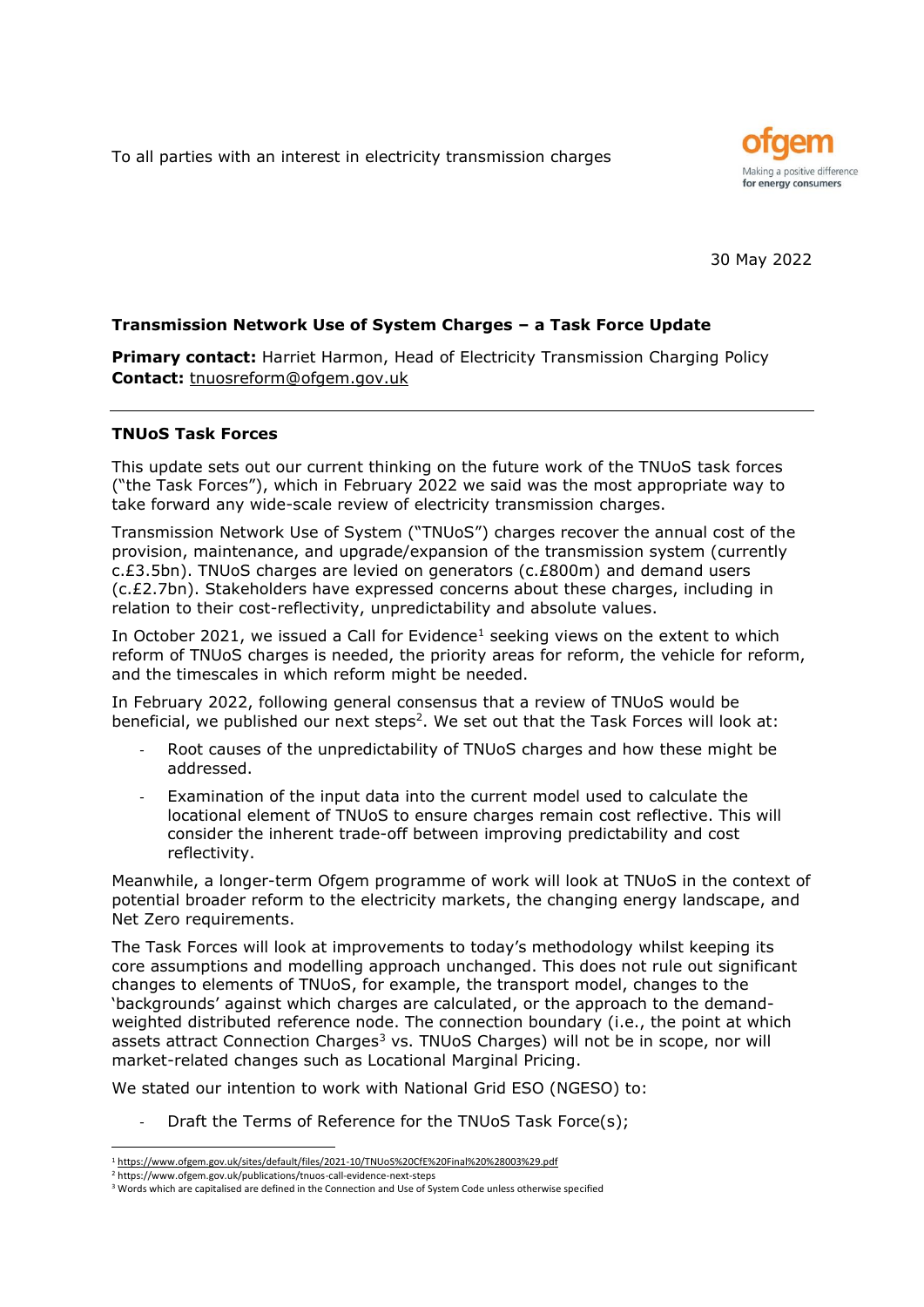To all parties with an interest in electricity transmission charges

ofgem
Making a positive difference
for energy consumers

30 May 2022

**Transmission Network Use of System Charges – a Task Force Update**

**Primary contact:** Harriet Harmon, Head of Electricity Transmission Charging Policy
**Contact:** tnuosreform@ofgem.gov.uk

---

**TNUoS Task Forces**

This update sets out our current thinking on the future work of the TNUoS task forces ("the Task Forces"), which in February 2022 we said was the most appropriate way to take forward any wide-scale review of electricity transmission charges.

Transmission Network Use of System ("TNUoS") charges recover the annual cost of the provision, maintenance, and upgrade/expansion of the transmission system (currently c.£3.5bn). TNUoS charges are levied on generators (c.£800m) and demand users (c.£2.7bn). Stakeholders have expressed concerns about these charges, including in relation to their cost-reflectivity, unpredictability and absolute values.

In October 2021, we issued a Call for Evidence[1] seeking views on the extent to which reform of TNUoS charges is needed, the priority areas for reform, the vehicle for reform, and the timescales in which reform might be needed.

In February 2022, following general consensus that a review of TNUoS would be beneficial, we published our next steps[2]. We set out that the Task Forces will look at:

- Root causes of the unpredictability of TNUoS charges and how these might be addressed.
- Examination of the input data into the current model used to calculate the locational element of TNUoS to ensure charges remain cost reflective. This will consider the inherent trade-off between improving predictability and cost reflectivity.

Meanwhile, a longer-term Ofgem programme of work will look at TNUoS in the context of potential broader reform to the electricity markets, the changing energy landscape, and Net Zero requirements.

The Task Forces will look at improvements to today's methodology whilst keeping its core assumptions and modelling approach unchanged. This does not rule out significant changes to elements of TNUoS, for example, the transport model, changes to the 'backgrounds' against which charges are calculated, or the approach to the demand-weighted distributed reference node. The connection boundary (i.e., the point at which assets attract Connection Charges[3] vs. TNUoS Charges) will not be in scope, nor will market-related changes such as Locational Marginal Pricing.

We stated our intention to work with National Grid ESO (NGESO) to:

- Draft the Terms of Reference for the TNUoS Task Force(s);

---

[1] https://www.ofgem.gov.uk/sites/default/files/2021-10/TNUoS%20CfE%20Final%20%28003%29.pdf
[2] https://www.ofgem.gov.uk/publications/tnuos-call-evidence-next-steps
[3] Words which are capitalised are defined in the Connection and Use of System Code unless otherwise specified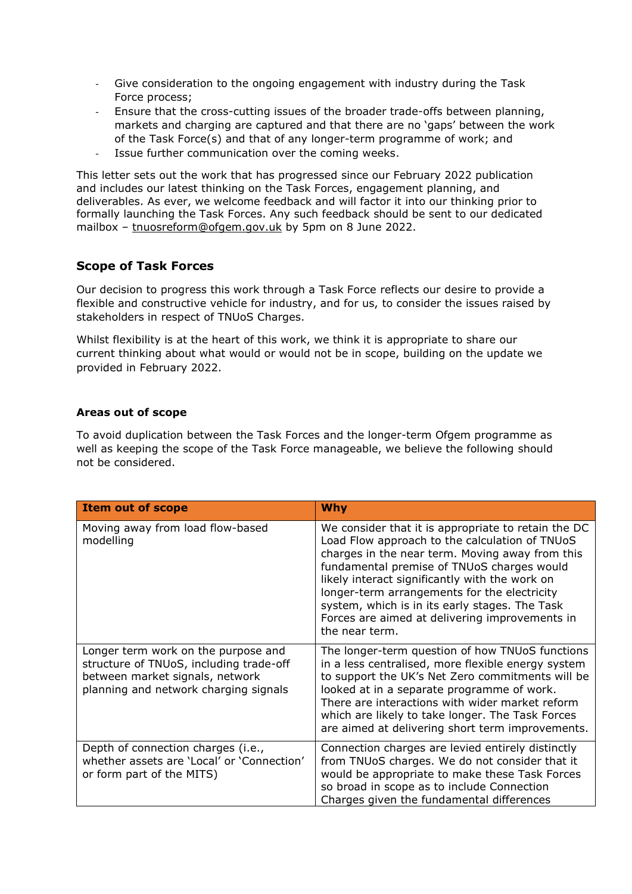- Give consideration to the ongoing engagement with industry during the Task Force process;
- Ensure that the cross-cutting issues of the broader trade-offs between planning, markets and charging are captured and that there are no 'gaps' between the work of the Task Force(s) and that of any longer-term programme of work; and
- Issue further communication over the coming weeks.

This letter sets out the work that has progressed since our February 2022 publication and includes our latest thinking on the Task Forces, engagement planning, and deliverables. As ever, we welcome feedback and will factor it into our thinking prior to formally launching the Task Forces. Any such feedback should be sent to our dedicated mailbox – tnuosreform@ofgem.gov.uk by 5pm on 8 June 2022.

## Scope of Task Forces

Our decision to progress this work through a Task Force reflects our desire to provide a flexible and constructive vehicle for industry, and for us, to consider the issues raised by stakeholders in respect of TNUoS Charges.

Whilst flexibility is at the heart of this work, we think it is appropriate to share our current thinking about what would or would not be in scope, building on the update we provided in February 2022.

### Areas out of scope

To avoid duplication between the Task Forces and the longer-term Ofgem programme as well as keeping the scope of the Task Force manageable, we believe the following should not be considered.

| Item out of scope | Why |
|---|---|
| Moving away from load flow-based modelling | We consider that it is appropriate to retain the DC Load Flow approach to the calculation of TNUoS charges in the near term. Moving away from this fundamental premise of TNUoS charges would likely interact significantly with the work on longer-term arrangements for the electricity system, which is in its early stages. The Task Forces are aimed at delivering improvements in the near term. |
| Longer term work on the purpose and structure of TNUoS, including trade-off between market signals, network planning and network charging signals | The longer-term question of how TNUoS functions in a less centralised, more flexible energy system to support the UK's Net Zero commitments will be looked at in a separate programme of work. There are interactions with wider market reform which are likely to take longer. The Task Forces are aimed at delivering short term improvements. |
| Depth of connection charges (i.e., whether assets are 'Local' or 'Connection' or form part of the MITS) | Connection charges are levied entirely distinctly from TNUoS charges. We do not consider that it would be appropriate to make these Task Forces so broad in scope as to include Connection Charges given the fundamental differences |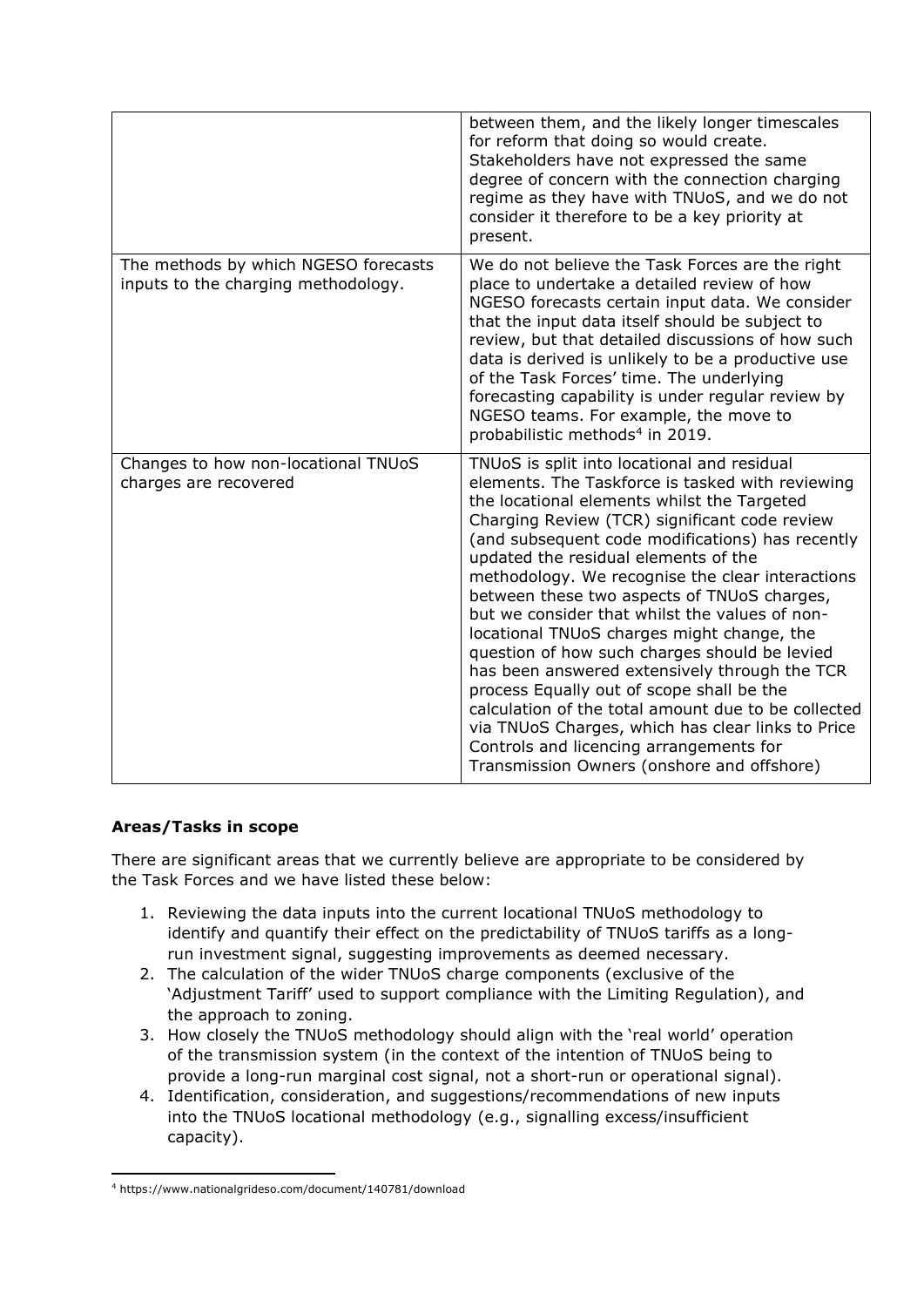| | |
|---|---|
| | between them, and the likely longer timescales for reform that doing so would create. Stakeholders have not expressed the same degree of concern with the connection charging regime as they have with TNUoS, and we do not consider it therefore to be a key priority at present. |
| The methods by which NGESO forecasts inputs to the charging methodology. | We do not believe the Task Forces are the right place to undertake a detailed review of how NGESO forecasts certain input data. We consider that the input data itself should be subject to review, but that detailed discussions of how such data is derived is unlikely to be a productive use of the Task Forces' time. The underlying forecasting capability is under regular review by NGESO teams. For example, the move to probabilistic methods[4] in 2019. |
| Changes to how non-locational TNUoS charges are recovered | TNUoS is split into locational and residual elements. The Taskforce is tasked with reviewing the locational elements whilst the Targeted Charging Review (TCR) significant code review (and subsequent code modifications) has recently updated the residual elements of the methodology. We recognise the clear interactions between these two aspects of TNUoS charges, but we consider that whilst the values of non-locational TNUoS charges might change, the question of how such charges should be levied has been answered extensively through the TCR process Equally out of scope shall be the calculation of the total amount due to be collected via TNUoS Charges, which has clear links to Price Controls and licencing arrangements for Transmission Owners (onshore and offshore) |

**Areas/Tasks in scope**

There are significant areas that we currently believe are appropriate to be considered by the Task Forces and we have listed these below:

1. Reviewing the data inputs into the current locational TNUoS methodology to identify and quantify their effect on the predictability of TNUoS tariffs as a long-run investment signal, suggesting improvements as deemed necessary.
2. The calculation of the wider TNUoS charge components (exclusive of the 'Adjustment Tariff' used to support compliance with the Limiting Regulation), and the approach to zoning.
3. How closely the TNUoS methodology should align with the 'real world' operation of the transmission system (in the context of the intention of TNUoS being to provide a long-run marginal cost signal, not a short-run or operational signal).
4. Identification, consideration, and suggestions/recommendations of new inputs into the TNUoS locational methodology (e.g., signalling excess/insufficient capacity).

[4] https://www.nationalgrideso.com/document/140781/download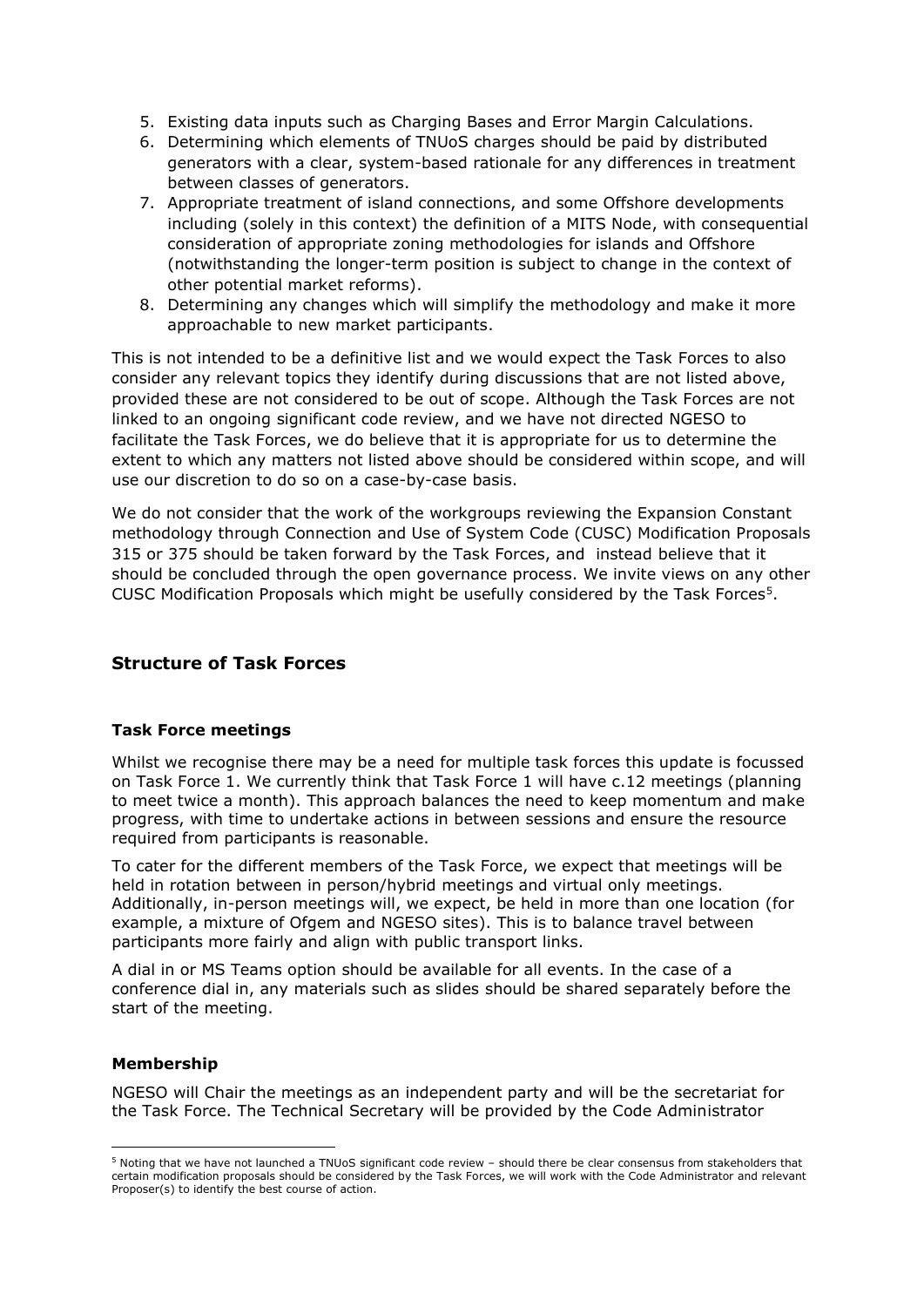5. Existing data inputs such as Charging Bases and Error Margin Calculations.
6. Determining which elements of TNUoS charges should be paid by distributed generators with a clear, system-based rationale for any differences in treatment between classes of generators.
7. Appropriate treatment of island connections, and some Offshore developments including (solely in this context) the definition of a MITS Node, with consequential consideration of appropriate zoning methodologies for islands and Offshore (notwithstanding the longer-term position is subject to change in the context of other potential market reforms).
8. Determining any changes which will simplify the methodology and make it more approachable to new market participants.

This is not intended to be a definitive list and we would expect the Task Forces to also consider any relevant topics they identify during discussions that are not listed above, provided these are not considered to be out of scope. Although the Task Forces are not linked to an ongoing significant code review, and we have not directed NGESO to facilitate the Task Forces, we do believe that it is appropriate for us to determine the extent to which any matters not listed above should be considered within scope, and will use our discretion to do so on a case-by-case basis.

We do not consider that the work of the workgroups reviewing the Expansion Constant methodology through Connection and Use of System Code (CUSC) Modification Proposals 315 or 375 should be taken forward by the Task Forces, and instead believe that it should be concluded through the open governance process. We invite views on any other CUSC Modification Proposals which might be usefully considered by the Task Forces[5].

## Structure of Task Forces

### Task Force meetings

Whilst we recognise there may be a need for multiple task forces this update is focussed on Task Force 1. We currently think that Task Force 1 will have c.12 meetings (planning to meet twice a month). This approach balances the need to keep momentum and make progress, with time to undertake actions in between sessions and ensure the resource required from participants is reasonable.

To cater for the different members of the Task Force, we expect that meetings will be held in rotation between in person/hybrid meetings and virtual only meetings. Additionally, in-person meetings will, we expect, be held in more than one location (for example, a mixture of Ofgem and NGESO sites). This is to balance travel between participants more fairly and align with public transport links.

A dial in or MS Teams option should be available for all events. In the case of a conference dial in, any materials such as slides should be shared separately before the start of the meeting.

### Membership

NGESO will Chair the meetings as an independent party and will be the secretariat for the Task Force. The Technical Secretary will be provided by the Code Administrator

[5] Noting that we have not launched a TNUoS significant code review – should there be clear consensus from stakeholders that certain modification proposals should be considered by the Task Forces, we will work with the Code Administrator and relevant Proposer(s) to identify the best course of action.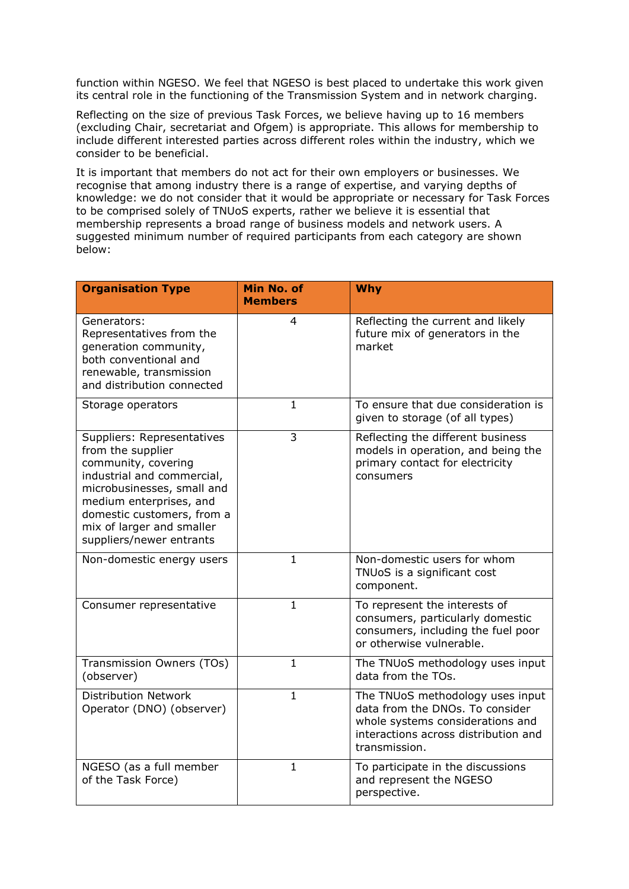function within NGESO. We feel that NGESO is best placed to undertake this work given its central role in the functioning of the Transmission System and in network charging.

Reflecting on the size of previous Task Forces, we believe having up to 16 members (excluding Chair, secretariat and Ofgem) is appropriate. This allows for membership to include different interested parties across different roles within the industry, which we consider to be beneficial.

It is important that members do not act for their own employers or businesses. We recognise that among industry there is a range of expertise, and varying depths of knowledge: we do not consider that it would be appropriate or necessary for Task Forces to be comprised solely of TNUoS experts, rather we believe it is essential that membership represents a broad range of business models and network users. A suggested minimum number of required participants from each category are shown below:

| **Organisation Type** | **Min No. of Members** | **Why** |
|---|---|---|
| Generators: Representatives from the generation community, both conventional and renewable, transmission and distribution connected | 4 | Reflecting the current and likely future mix of generators in the market |
| Storage operators | 1 | To ensure that due consideration is given to storage (of all types) |
| Suppliers: Representatives from the supplier community, covering industrial and commercial, microbusinesses, small and medium enterprises, and domestic customers, from a mix of larger and smaller suppliers/newer entrants | 3 | Reflecting the different business models in operation, and being the primary contact for electricity consumers |
| Non-domestic energy users | 1 | Non-domestic users for whom TNUoS is a significant cost component. |
| Consumer representative | 1 | To represent the interests of consumers, particularly domestic consumers, including the fuel poor or otherwise vulnerable. |
| Transmission Owners (TOs) (observer) | 1 | The TNUoS methodology uses input data from the TOs. |
| Distribution Network Operator (DNO) (observer) | 1 | The TNUoS methodology uses input data from the DNOs. To consider whole systems considerations and interactions across distribution and transmission. |
| NGESO (as a full member of the Task Force) | 1 | To participate in the discussions and represent the NGESO perspective. |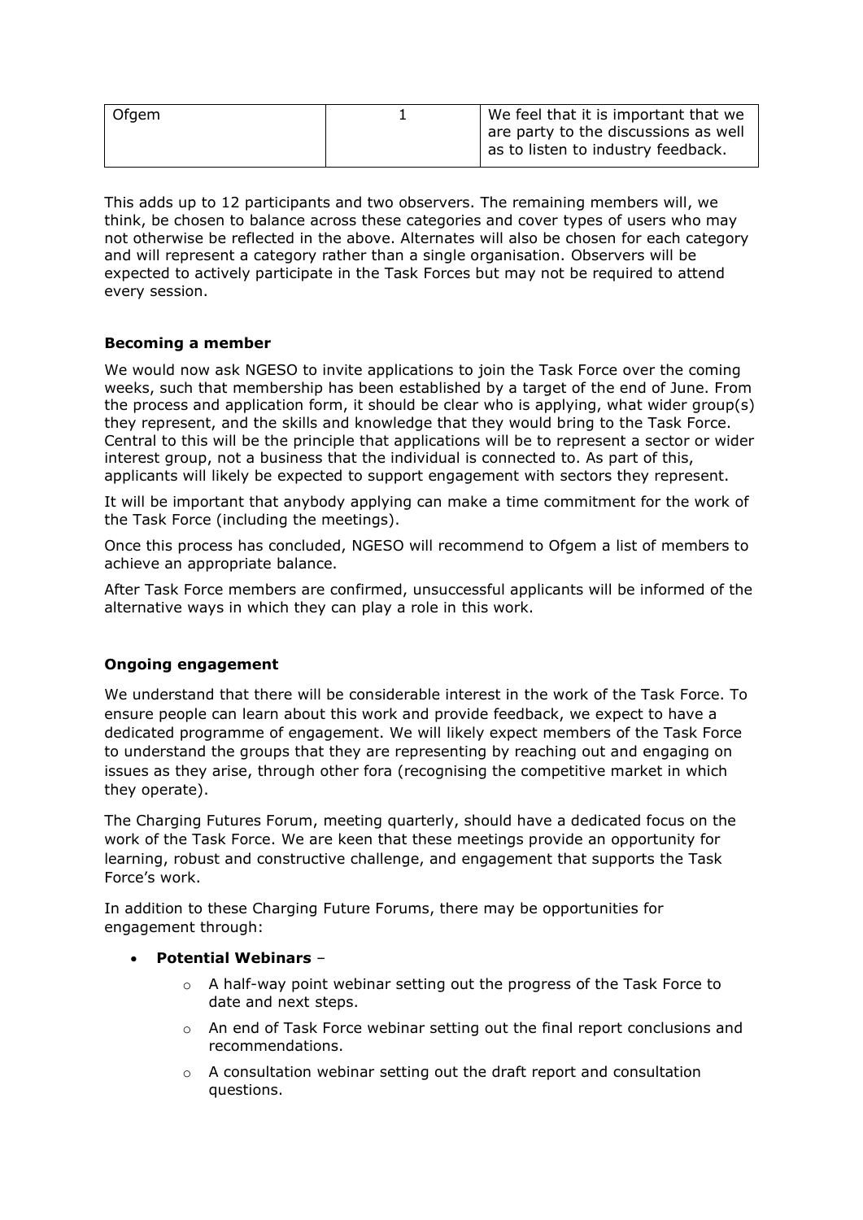| Ofgem | 1 | We feel that it is important that we are party to the discussions as well as to listen to industry feedback. |
|---|---|---|

This adds up to 12 participants and two observers. The remaining members will, we think, be chosen to balance across these categories and cover types of users who may not otherwise be reflected in the above. Alternates will also be chosen for each category and will represent a category rather than a single organisation. Observers will be expected to actively participate in the Task Forces but may not be required to attend every session.

**Becoming a member**

We would now ask NGESO to invite applications to join the Task Force over the coming weeks, such that membership has been established by a target of the end of June. From the process and application form, it should be clear who is applying, what wider group(s) they represent, and the skills and knowledge that they would bring to the Task Force. Central to this will be the principle that applications will be to represent a sector or wider interest group, not a business that the individual is connected to. As part of this, applicants will likely be expected to support engagement with sectors they represent.

It will be important that anybody applying can make a time commitment for the work of the Task Force (including the meetings).

Once this process has concluded, NGESO will recommend to Ofgem a list of members to achieve an appropriate balance.

After Task Force members are confirmed, unsuccessful applicants will be informed of the alternative ways in which they can play a role in this work.

**Ongoing engagement**

We understand that there will be considerable interest in the work of the Task Force. To ensure people can learn about this work and provide feedback, we expect to have a dedicated programme of engagement. We will likely expect members of the Task Force to understand the groups that they are representing by reaching out and engaging on issues as they arise, through other fora (recognising the competitive market in which they operate).

The Charging Futures Forum, meeting quarterly, should have a dedicated focus on the work of the Task Force. We are keen that these meetings provide an opportunity for learning, robust and constructive challenge, and engagement that supports the Task Force's work.

In addition to these Charging Future Forums, there may be opportunities for engagement through:

- **Potential Webinars** –
  - A half-way point webinar setting out the progress of the Task Force to date and next steps.
  - An end of Task Force webinar setting out the final report conclusions and recommendations.
  - A consultation webinar setting out the draft report and consultation questions.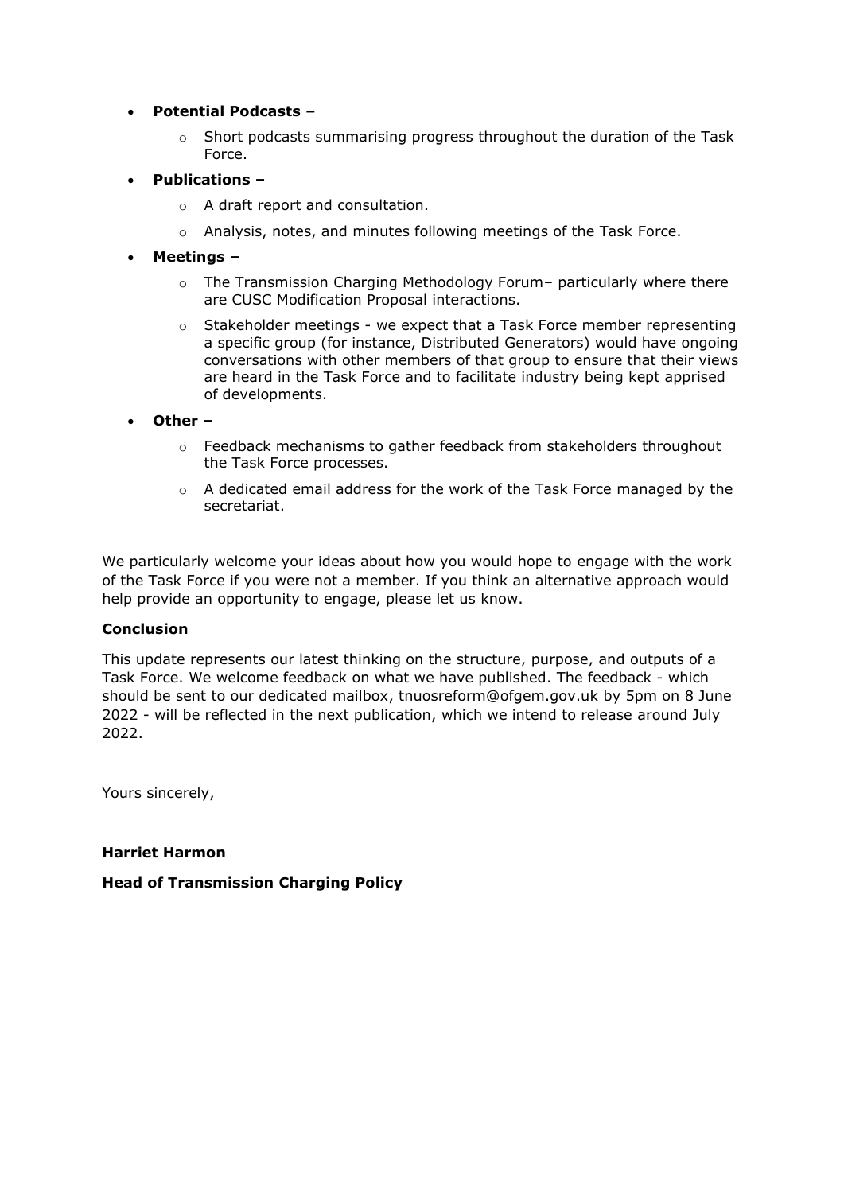- **Potential Podcasts –**
  - Short podcasts summarising progress throughout the duration of the Task Force.
- **Publications –**
  - A draft report and consultation.
  - Analysis, notes, and minutes following meetings of the Task Force.
- **Meetings –**
  - The Transmission Charging Methodology Forum– particularly where there are CUSC Modification Proposal interactions.
  - Stakeholder meetings - we expect that a Task Force member representing a specific group (for instance, Distributed Generators) would have ongoing conversations with other members of that group to ensure that their views are heard in the Task Force and to facilitate industry being kept apprised of developments.
- **Other –**
  - Feedback mechanisms to gather feedback from stakeholders throughout the Task Force processes.
  - A dedicated email address for the work of the Task Force managed by the secretariat.

We particularly welcome your ideas about how you would hope to engage with the work of the Task Force if you were not a member. If you think an alternative approach would help provide an opportunity to engage, please let us know.

**Conclusion**

This update represents our latest thinking on the structure, purpose, and outputs of a Task Force. We welcome feedback on what we have published. The feedback - which should be sent to our dedicated mailbox, tnuosreform@ofgem.gov.uk by 5pm on 8 June 2022 - will be reflected in the next publication, which we intend to release around July 2022.

Yours sincerely,

**Harriet Harmon**

**Head of Transmission Charging Policy**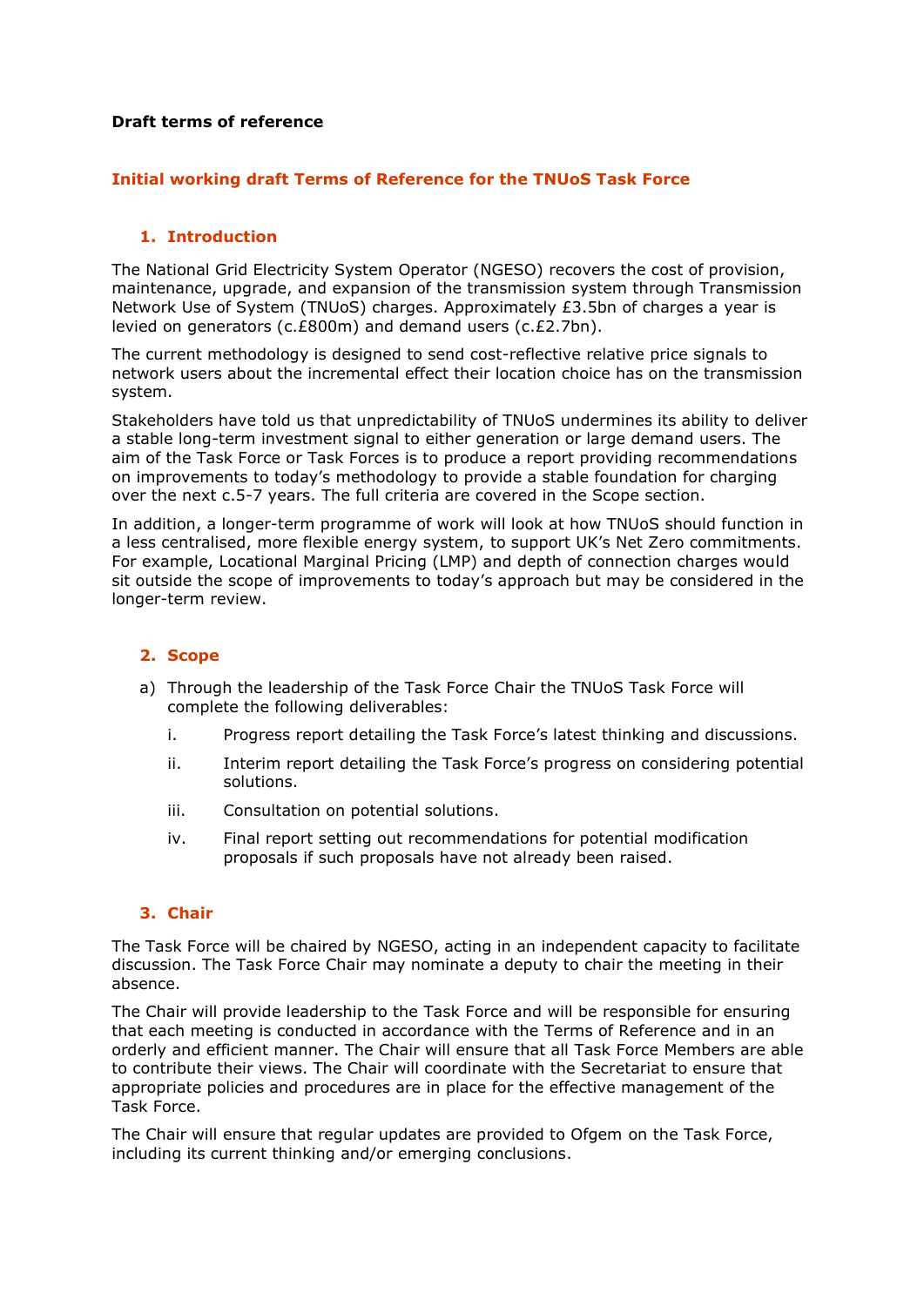**Draft terms of reference**

## Initial working draft Terms of Reference for the TNUoS Task Force

### 1. Introduction

The National Grid Electricity System Operator (NGESO) recovers the cost of provision, maintenance, upgrade, and expansion of the transmission system through Transmission Network Use of System (TNUoS) charges. Approximately £3.5bn of charges a year is levied on generators (c.£800m) and demand users (c.£2.7bn).

The current methodology is designed to send cost-reflective relative price signals to network users about the incremental effect their location choice has on the transmission system.

Stakeholders have told us that unpredictability of TNUoS undermines its ability to deliver a stable long-term investment signal to either generation or large demand users. The aim of the Task Force or Task Forces is to produce a report providing recommendations on improvements to today's methodology to provide a stable foundation for charging over the next c.5-7 years. The full criteria are covered in the Scope section.

In addition, a longer-term programme of work will look at how TNUoS should function in a less centralised, more flexible energy system, to support UK's Net Zero commitments. For example, Locational Marginal Pricing (LMP) and depth of connection charges would sit outside the scope of improvements to today's approach but may be considered in the longer-term review.

### 2. Scope

a) Through the leadership of the Task Force Chair the TNUoS Task Force will complete the following deliverables:

   i. Progress report detailing the Task Force's latest thinking and discussions.

   ii. Interim report detailing the Task Force's progress on considering potential solutions.

   iii. Consultation on potential solutions.

   iv. Final report setting out recommendations for potential modification proposals if such proposals have not already been raised.

### 3. Chair

The Task Force will be chaired by NGESO, acting in an independent capacity to facilitate discussion. The Task Force Chair may nominate a deputy to chair the meeting in their absence.

The Chair will provide leadership to the Task Force and will be responsible for ensuring that each meeting is conducted in accordance with the Terms of Reference and in an orderly and efficient manner. The Chair will ensure that all Task Force Members are able to contribute their views. The Chair will coordinate with the Secretariat to ensure that appropriate policies and procedures are in place for the effective management of the Task Force.

The Chair will ensure that regular updates are provided to Ofgem on the Task Force, including its current thinking and/or emerging conclusions.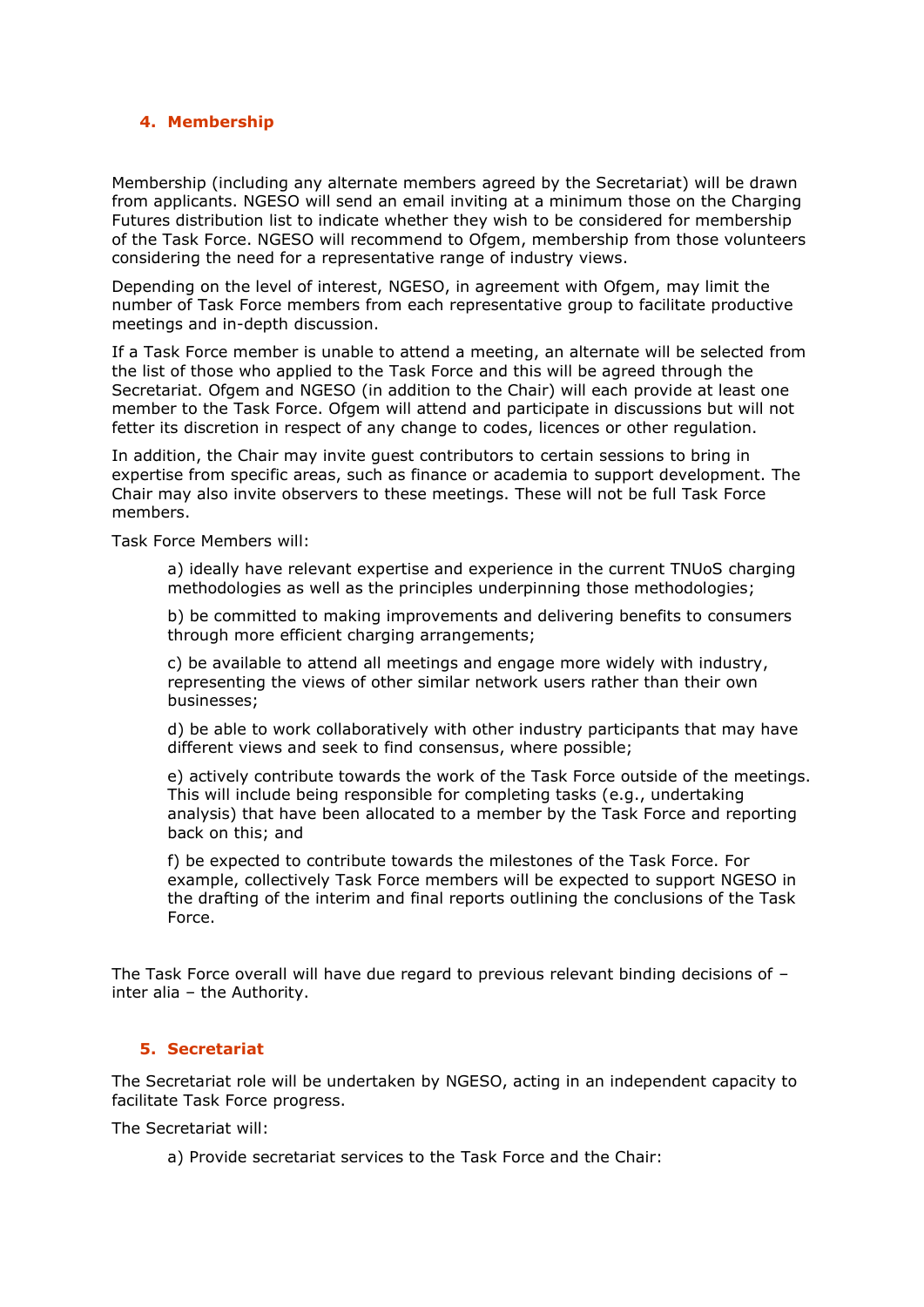## 4. Membership

Membership (including any alternate members agreed by the Secretariat) will be drawn from applicants. NGESO will send an email inviting at a minimum those on the Charging Futures distribution list to indicate whether they wish to be considered for membership of the Task Force. NGESO will recommend to Ofgem, membership from those volunteers considering the need for a representative range of industry views.

Depending on the level of interest, NGESO, in agreement with Ofgem, may limit the number of Task Force members from each representative group to facilitate productive meetings and in-depth discussion.

If a Task Force member is unable to attend a meeting, an alternate will be selected from the list of those who applied to the Task Force and this will be agreed through the Secretariat. Ofgem and NGESO (in addition to the Chair) will each provide at least one member to the Task Force. Ofgem will attend and participate in discussions but will not fetter its discretion in respect of any change to codes, licences or other regulation.

In addition, the Chair may invite guest contributors to certain sessions to bring in expertise from specific areas, such as finance or academia to support development. The Chair may also invite observers to these meetings. These will not be full Task Force members.

Task Force Members will:

a) ideally have relevant expertise and experience in the current TNUoS charging methodologies as well as the principles underpinning those methodologies;

b) be committed to making improvements and delivering benefits to consumers through more efficient charging arrangements;

c) be available to attend all meetings and engage more widely with industry, representing the views of other similar network users rather than their own businesses;

d) be able to work collaboratively with other industry participants that may have different views and seek to find consensus, where possible;

e) actively contribute towards the work of the Task Force outside of the meetings. This will include being responsible for completing tasks (e.g., undertaking analysis) that have been allocated to a member by the Task Force and reporting back on this; and

f) be expected to contribute towards the milestones of the Task Force. For example, collectively Task Force members will be expected to support NGESO in the drafting of the interim and final reports outlining the conclusions of the Task Force.

The Task Force overall will have due regard to previous relevant binding decisions of – inter alia – the Authority.

## 5. Secretariat

The Secretariat role will be undertaken by NGESO, acting in an independent capacity to facilitate Task Force progress.

The Secretariat will:

a) Provide secretariat services to the Task Force and the Chair: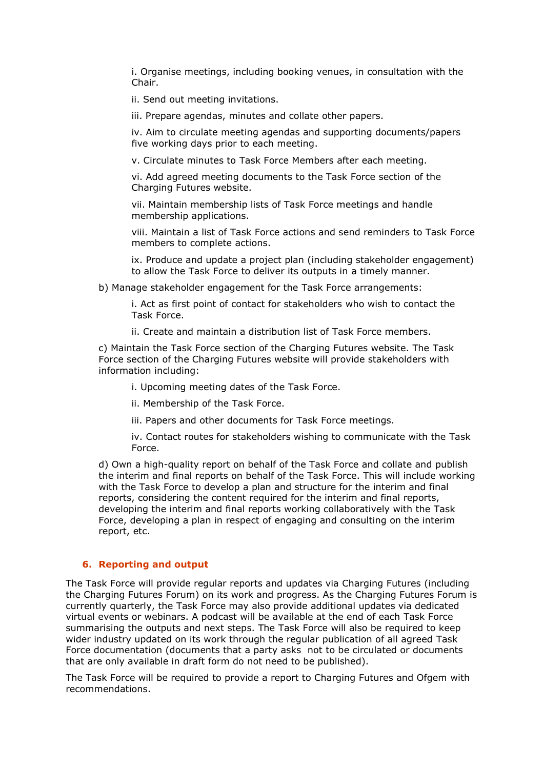i. Organise meetings, including booking venues, in consultation with the Chair.

ii. Send out meeting invitations.

iii. Prepare agendas, minutes and collate other papers.

iv. Aim to circulate meeting agendas and supporting documents/papers five working days prior to each meeting.

v. Circulate minutes to Task Force Members after each meeting.

vi. Add agreed meeting documents to the Task Force section of the Charging Futures website.

vii. Maintain membership lists of Task Force meetings and handle membership applications.

viii. Maintain a list of Task Force actions and send reminders to Task Force members to complete actions.

ix. Produce and update a project plan (including stakeholder engagement) to allow the Task Force to deliver its outputs in a timely manner.

b) Manage stakeholder engagement for the Task Force arrangements:

i. Act as first point of contact for stakeholders who wish to contact the Task Force.

ii. Create and maintain a distribution list of Task Force members.

c) Maintain the Task Force section of the Charging Futures website. The Task Force section of the Charging Futures website will provide stakeholders with information including:

i. Upcoming meeting dates of the Task Force.

ii. Membership of the Task Force.

iii. Papers and other documents for Task Force meetings.

iv. Contact routes for stakeholders wishing to communicate with the Task Force.

d) Own a high-quality report on behalf of the Task Force and collate and publish the interim and final reports on behalf of the Task Force. This will include working with the Task Force to develop a plan and structure for the interim and final reports, considering the content required for the interim and final reports, developing the interim and final reports working collaboratively with the Task Force, developing a plan in respect of engaging and consulting on the interim report, etc.

## 6. Reporting and output

The Task Force will provide regular reports and updates via Charging Futures (including the Charging Futures Forum) on its work and progress. As the Charging Futures Forum is currently quarterly, the Task Force may also provide additional updates via dedicated virtual events or webinars. A podcast will be available at the end of each Task Force summarising the outputs and next steps. The Task Force will also be required to keep wider industry updated on its work through the regular publication of all agreed Task Force documentation (documents that a party asks not to be circulated or documents that are only available in draft form do not need to be published).

The Task Force will be required to provide a report to Charging Futures and Ofgem with recommendations.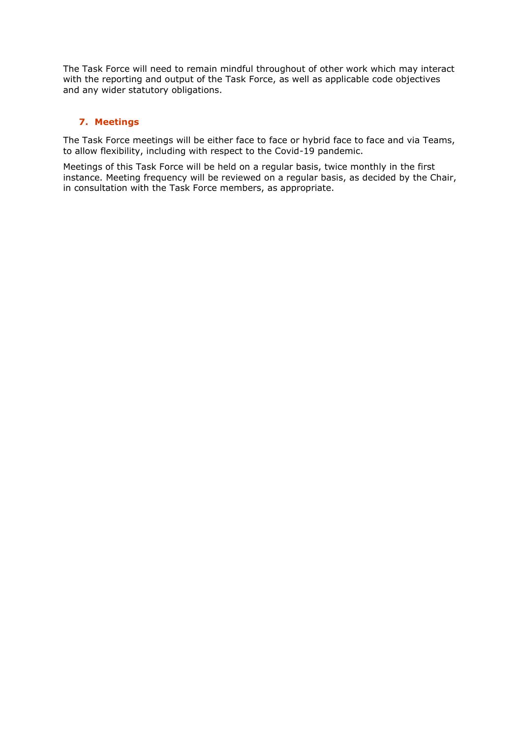The Task Force will need to remain mindful throughout of other work which may interact with the reporting and output of the Task Force, as well as applicable code objectives and any wider statutory obligations.

## 7. Meetings

The Task Force meetings will be either face to face or hybrid face to face and via Teams, to allow flexibility, including with respect to the Covid-19 pandemic.

Meetings of this Task Force will be held on a regular basis, twice monthly in the first instance. Meeting frequency will be reviewed on a regular basis, as decided by the Chair, in consultation with the Task Force members, as appropriate.